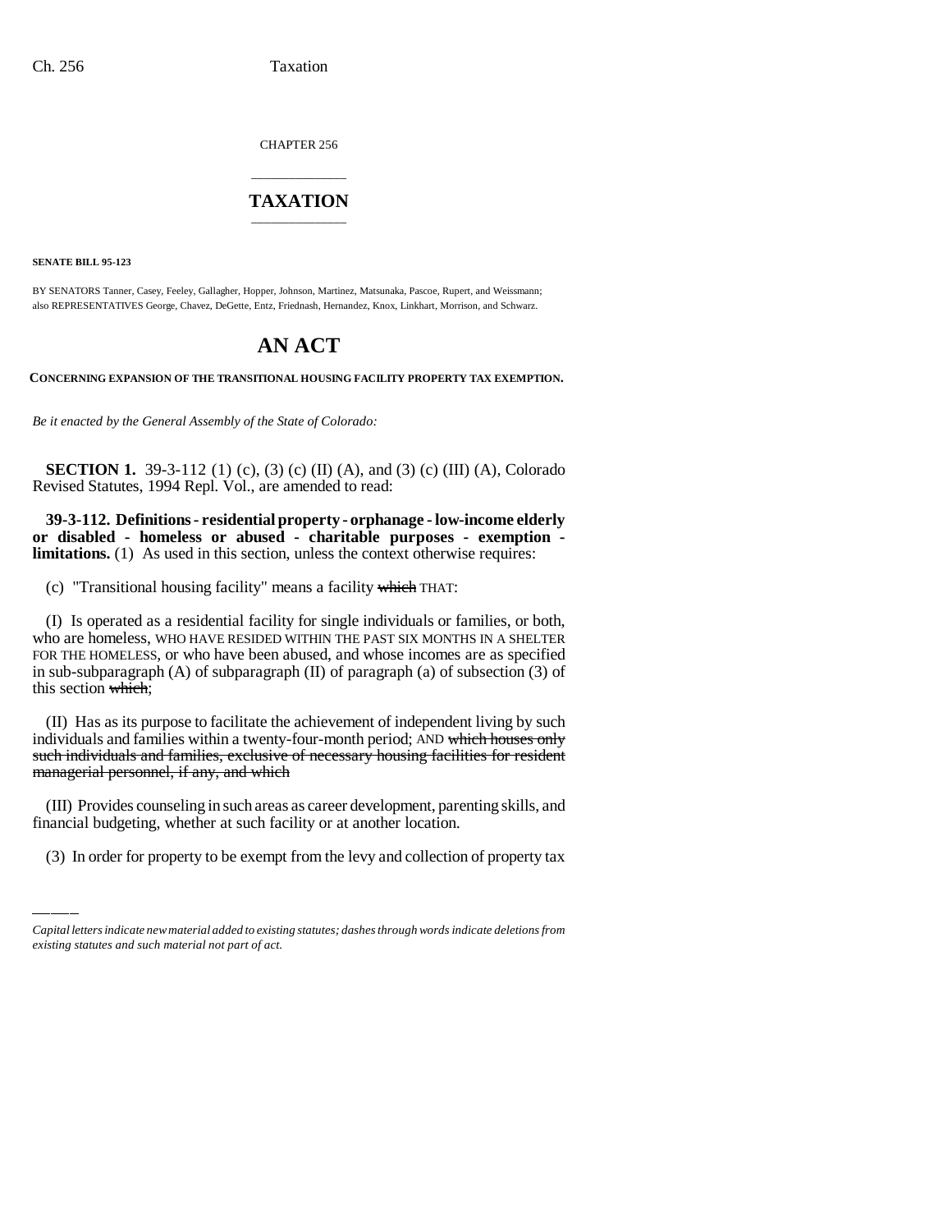CHAPTER 256

# TAXATION

**SENATE BILL 95-123**

BY SENATORS Tanner, Casey, Feeley, Gallagher, Hopper, Johnson, Martinez, Matsunaka, Pascoe, Rupert, and Weissmann; also REPRESENTATIVES George, Chavez, DeGette, Entz, Friednash, Hernandez, Knox, Linkhart, Morrison, and Schwarz.

# AN ACT

**CONCERNING EXPANSION OF THE TRANSITIONAL HOUSING FACILITY PROPERTY TAX EXEMPTION.**

*Be it enacted by the General Assembly of the State of Colorado:*

**SECTION 1.** 39-3-112 (1) (c), (3) (c) (II) (A), and (3) (c) (III) (A), Colorado Revised Statutes, 1994 Repl. Vol., are amended to read:

**39-3-112. Definitions - residential property - orphanage - low-income elderly or disabled - homeless or abused - charitable purposes - exemption - limitations.** (1) As used in this section, unless the context otherwise requires:

(c) "Transitional housing facility" means a facility ~~which~~ THAT:

(I) Is operated as a residential facility for single individuals or families, or both, who are homeless, WHO HAVE RESIDED WITHIN THE PAST SIX MONTHS IN A SHELTER FOR THE HOMELESS, or who have been abused, and whose incomes are as specified in sub-subparagraph (A) of subparagraph (II) of paragraph (a) of subsection (3) of this section ~~which~~;

(II) Has as its purpose to facilitate the achievement of independent living by such individuals and families within a twenty-four-month period; AND ~~which houses only such individuals and families, exclusive of necessary housing facilities for resident managerial personnel, if any, and which~~

(III) Provides counseling in such areas as career development, parenting skills, and financial budgeting, whether at such facility or at another location.

(3) In order for property to be exempt from the levy and collection of property tax

*Capital letters indicate new material added to existing statutes; dashes through words indicate deletions from existing statutes and such material not part of act.*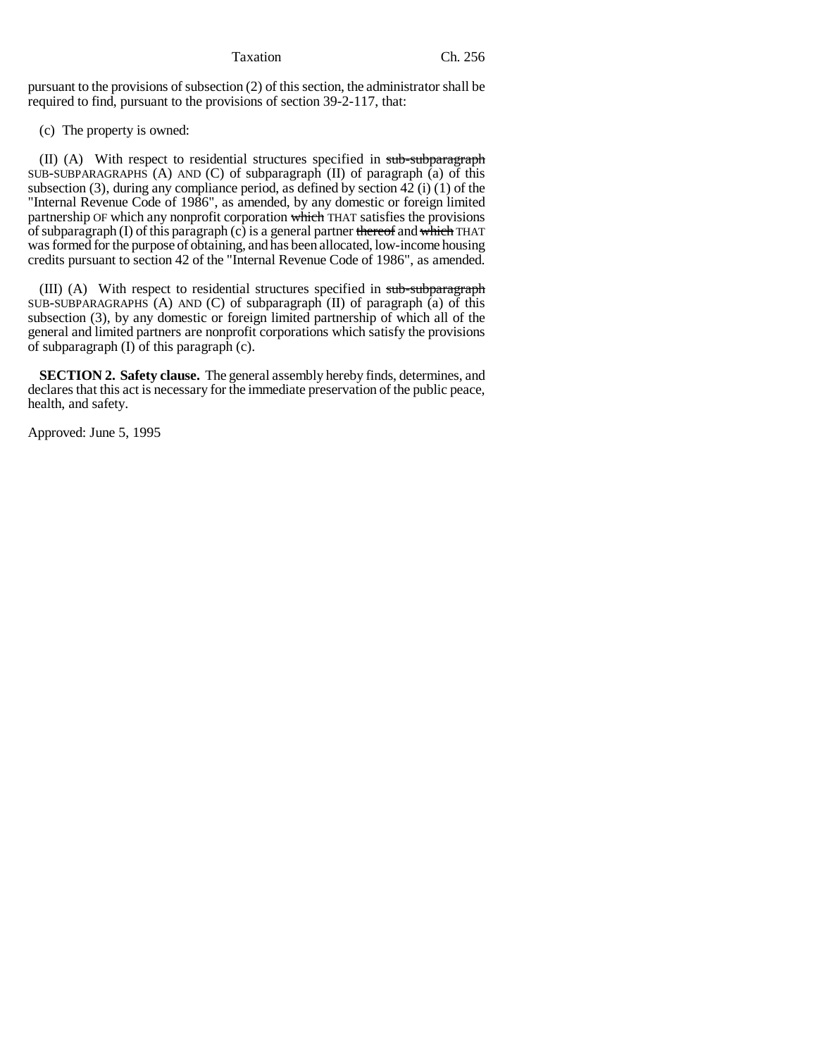pursuant to the provisions of subsection (2) of this section, the administrator shall be required to find, pursuant to the provisions of section 39-2-117, that:

(c) The property is owned:

(II) (A) With respect to residential structures specified in ~~sub-subparagraph~~ SUB-SUBPARAGRAPHS (A) AND (C) of subparagraph (II) of paragraph (a) of this subsection (3), during any compliance period, as defined by section 42 (i) (1) of the "Internal Revenue Code of 1986", as amended, by any domestic or foreign limited partnership OF which any nonprofit corporation ~~which~~ THAT satisfies the provisions of subparagraph (I) of this paragraph (c) is a general partner ~~thereof~~ and ~~which~~ THAT was formed for the purpose of obtaining, and has been allocated, low-income housing credits pursuant to section 42 of the "Internal Revenue Code of 1986", as amended.

(III) (A) With respect to residential structures specified in ~~sub-subparagraph~~ SUB-SUBPARAGRAPHS (A) AND (C) of subparagraph (II) of paragraph (a) of this subsection (3), by any domestic or foreign limited partnership of which all of the general and limited partners are nonprofit corporations which satisfy the provisions of subparagraph (I) of this paragraph (c).

**SECTION 2. Safety clause.** The general assembly hereby finds, determines, and declares that this act is necessary for the immediate preservation of the public peace, health, and safety.

Approved: June 5, 1995